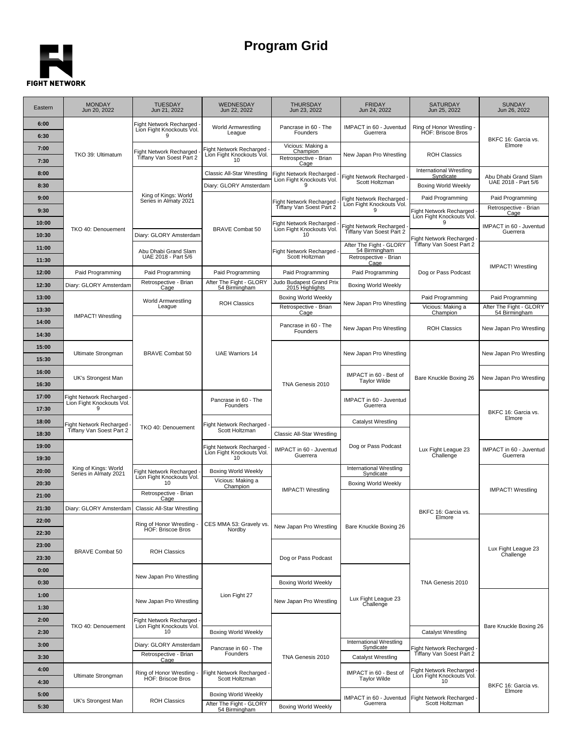# Program Grid

FIGHT NETWORK

| Eastern | MONDAY Jun 20, 2022 | TUESDAY Jun 21, 2022 | WEDNESDAY Jun 22, 2022 | THURSDAY Jun 23, 2022 | FRIDAY Jun 24, 2022 | SATURDAY Jun 25, 2022 | SUNDAY Jun 26, 2022 |
|---|---|---|---|---|---|---|---|
| 6:00 | TKO 39: Ultimatum | Fight Network Recharged - Lion Fight Knockouts Vol. 9 | World Armwrestling League | Pancrase in 60 - The Founders | IMPACT in 60 - Juventud Guerrera | Ring of Honor Wrestling - HOF: Briscoe Bros | BKFC 16: Garcia vs. Elmore |
| 6:30 | | | | | | | |
| 7:00 | | Fight Network Recharged - Tiffany Van Soest Part 2 | Fight Network Recharged - Lion Fight Knockouts Vol. 10 | Vicious: Making a Champion | New Japan Pro Wrestling | ROH Classics | |
| 7:30 | | | | Retrospective - Brian Cage | | | |
| 8:00 | | King of Kings: World Series in Almaty 2021 | Classic All-Star Wrestling | Fight Network Recharged - Lion Fight Knockouts Vol. 9 | Fight Network Recharged - Scott Holtzman | International Wrestling Syndicate | Abu Dhabi Grand Slam UAE 2018 - Part 5/6 |
| 8:30 | | | Diary: GLORY Amsterdam | | | Boxing World Weekly | |
| 9:00 | TKO 40: Denouement | | BRAVE Combat 50 | Fight Network Recharged - Tiffany Van Soest Part 2 | Fight Network Recharged - Lion Fight Knockouts Vol. 9 | Paid Programming | Paid Programming |
| 9:30 | | | | | | Fight Network Recharged - Lion Fight Knockouts Vol. 9 | Retrospective - Brian Cage |
| 10:00 | | | | Fight Network Recharged - Lion Fight Knockouts Vol. 10 | Fight Network Recharged - Tiffany Van Soest Part 2 | | IMPACT in 60 - Juventud Guerrera |
| 10:30 | | Diary: GLORY Amsterdam | | | | Fight Network Recharged - Tiffany Van Soest Part 2 | |
| 11:00 | | Abu Dhabi Grand Slam UAE 2018 - Part 5/6 | | Fight Network Recharged - Scott Holtzman | After The Fight - GLORY 54 Birmingham | | IMPACT! Wrestling |
| 11:30 | | | | | Retrospective - Brian Cage | | |
| 12:00 | Paid Programming | Paid Programming | Paid Programming | Paid Programming | Paid Programming | Dog or Pass Podcast | |
| 12:30 | Diary: GLORY Amsterdam | Retrospective - Brian Cage | After The Fight - GLORY 54 Birmingham | Judo Budapest Grand Prix 2015 Highlights | Boxing World Weekly | | |
| 13:00 | IMPACT! Wrestling | World Armwrestling League | ROH Classics | Boxing World Weekly | New Japan Pro Wrestling | Paid Programming | Paid Programming |
| 13:30 | | | | Retrospective - Brian Cage | | Vicious: Making a Champion | After The Fight - GLORY 54 Birmingham |
| 14:00 | | BRAVE Combat 50 | UAE Warriors 14 | Pancrase in 60 - The Founders | New Japan Pro Wrestling | ROH Classics | New Japan Pro Wrestling |
| 14:30 | | | | | | | |
| 15:00 | Ultimate Strongman | | | TNA Genesis 2010 | New Japan Pro Wrestling | Bare Knuckle Boxing 26 | New Japan Pro Wrestling |
| 15:30 | | | | | | | |
| 16:00 | UK's Strongest Man | | | | IMPACT in 60 - Best of Taylor Wilde | | New Japan Pro Wrestling |
| 16:30 | | | | | | | |
| 17:00 | Fight Network Recharged - Lion Fight Knockouts Vol. 9 | TKO 40: Denouement | Pancrase in 60 - The Founders | | IMPACT in 60 - Juventud Guerrera | | BKFC 16: Garcia vs. Elmore |
| 17:30 | | | | | | | |
| 18:00 | Fight Network Recharged - Tiffany Van Soest Part 2 | | Fight Network Recharged - Scott Holtzman | | Catalyst Wrestling | Lux Fight League 23 Challenge | |
| 18:30 | | | | Classic All-Star Wrestling | Dog or Pass Podcast | | |
| 19:00 | King of Kings: World Series in Almaty 2021 | | Fight Network Recharged - Lion Fight Knockouts Vol. 10 | IMPACT in 60 - Juventud Guerrera | | | IMPACT in 60 - Juventud Guerrera |
| 19:30 | | | | | | | |
| 20:00 | | Fight Network Recharged - Lion Fight Knockouts Vol. 10 | Boxing World Weekly | IMPACT! Wrestling | International Wrestling Syndicate | | IMPACT! Wrestling |
| 20:30 | | | Vicious: Making a Champion | | Boxing World Weekly | | |
| 21:00 | | Retrospective - Brian Cage | CES MMA 53: Gravely vs. Nordby | | Bare Knuckle Boxing 26 | BKFC 16: Garcia vs. Elmore | |
| 21:30 | Diary: GLORY Amsterdam | Classic All-Star Wrestling | | | | | |
| 22:00 | BRAVE Combat 50 | Ring of Honor Wrestling - HOF: Briscoe Bros | | New Japan Pro Wrestling | | | Lux Fight League 23 Challenge |
| 22:30 | | | | | | | |
| 23:00 | | ROH Classics | | Dog or Pass Podcast | | TNA Genesis 2010 | |
| 23:30 | | | | | | | |
| 0:00 | | New Japan Pro Wrestling | Lion Fight 27 | | Lux Fight League 23 Challenge | | |
| 0:30 | | | | Boxing World Weekly | | | |
| 1:00 | TKO 40: Denouement | New Japan Pro Wrestling | | New Japan Pro Wrestling | | | Bare Knuckle Boxing 26 |
| 1:30 | | | | | | | |
| 2:00 | | Fight Network Recharged - Lion Fight Knockouts Vol. 10 | | TNA Genesis 2010 | | | |
| 2:30 | | | Boxing World Weekly | | | Catalyst Wrestling | |
| 3:00 | | Diary: GLORY Amsterdam | Pancrase in 60 - The Founders | | International Wrestling Syndicate | Fight Network Recharged - Tiffany Van Soest Part 2 | |
| 3:30 | | Retrospective - Brian Cage | | | Catalyst Wrestling | | |
| 4:00 | Ultimate Strongman | Ring of Honor Wrestling - HOF: Briscoe Bros | Fight Network Recharged - Scott Holtzman | | IMPACT in 60 - Best of Taylor Wilde | Fight Network Recharged - Lion Fight Knockouts Vol. 10 | BKFC 16: Garcia vs. Elmore |
| 4:30 | | | | | | | |
| 5:00 | UK's Strongest Man | ROH Classics | Boxing World Weekly | | IMPACT in 60 - Juventud Guerrera | Fight Network Recharged - Scott Holtzman | |
| 5:30 | | | After The Fight - GLORY 54 Birmingham | Boxing World Weekly | | | |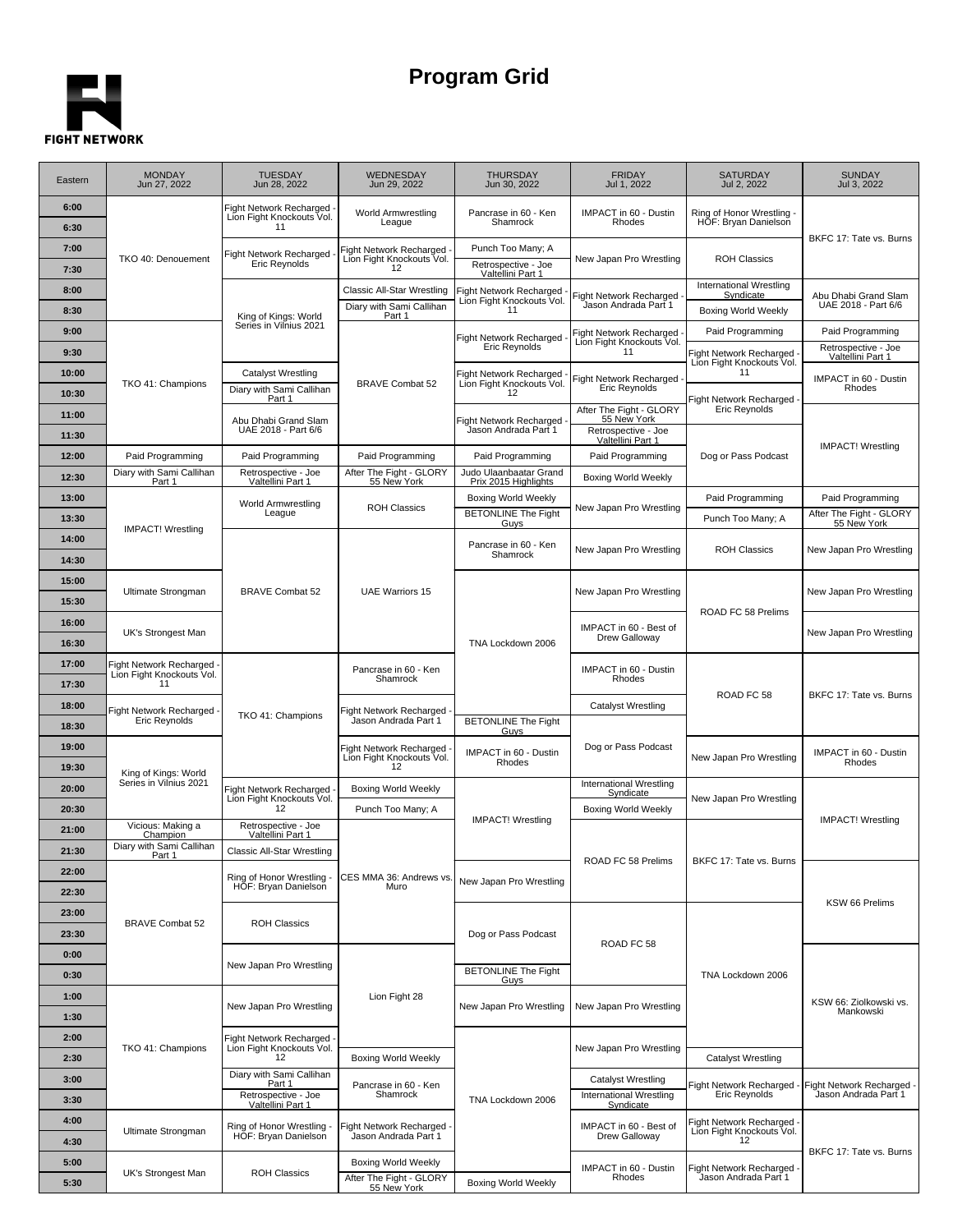# Program Grid

FIGHT NETWORK

| Eastern | MONDAY Jun 27, 2022 | TUESDAY Jun 28, 2022 | WEDNESDAY Jun 29, 2022 | THURSDAY Jun 30, 2022 | FRIDAY Jul 1, 2022 | SATURDAY Jul 2, 2022 | SUNDAY Jul 3, 2022 |
|---|---|---|---|---|---|---|---|
| 6:00 | TKO 40: Denouement | Fight Network Recharged - Lion Fight Knockouts Vol. 11 | World Armwrestling League | Pancrase in 60 - Ken Shamrock | IMPACT in 60 - Dustin Rhodes | Ring of Honor Wrestling - HOF: Bryan Danielson | BKFC 17: Tate vs. Burns |
| 6:30 | | | | | | | |
| 7:00 | | Fight Network Recharged - Eric Reynolds | Fight Network Recharged - Lion Fight Knockouts Vol. 12 | Punch Too Many; A | New Japan Pro Wrestling | ROH Classics | |
| 7:30 | | | | Retrospective - Joe Valtellini Part 1 | | | |
| 8:00 | | King of Kings: World Series in Vilnius 2021 | Classic All-Star Wrestling | Fight Network Recharged - Lion Fight Knockouts Vol. 11 | Fight Network Recharged - Jason Andrada Part 1 | International Wrestling Syndicate | Abu Dhabi Grand Slam UAE 2018 - Part 6/6 |
| 8:30 | | | Diary with Sami Callihan Part 1 | | | Boxing World Weekly | |
| 9:00 | TKO 41: Champions | | BRAVE Combat 52 | Fight Network Recharged - Eric Reynolds | Fight Network Recharged - Lion Fight Knockouts Vol. 11 | Paid Programming | Paid Programming |
| 9:30 | | | | | | Fight Network Recharged - Lion Fight Knockouts Vol. 11 | Retrospective - Joe Valtellini Part 1 |
| 10:00 | | Catalyst Wrestling | | Fight Network Recharged - Lion Fight Knockouts Vol. 12 | Fight Network Recharged - Eric Reynolds | | IMPACT in 60 - Dustin Rhodes |
| 10:30 | | Diary with Sami Callihan Part 1 | | | | Fight Network Recharged - Eric Reynolds | |
| 11:00 | | Abu Dhabi Grand Slam UAE 2018 - Part 6/6 | | Fight Network Recharged - Jason Andrada Part 1 | After The Fight - GLORY 55 New York | | IMPACT! Wrestling |
| 11:30 | | | | | Retrospective - Joe Valtellini Part 1 | Dog or Pass Podcast | |
| 12:00 | Paid Programming | Paid Programming | Paid Programming | Paid Programming | Paid Programming | | |
| 12:30 | Diary with Sami Callihan Part 1 | Retrospective - Joe Valtellini Part 1 | After The Fight - GLORY 55 New York | Judo Ulaanbaatar Grand Prix 2015 Highlights | Boxing World Weekly | | |
| 13:00 | IMPACT! Wrestling | World Armwrestling League | ROH Classics | Boxing World Weekly | New Japan Pro Wrestling | Paid Programming | Paid Programming |
| 13:30 | | | | BETONLINE The Fight Guys | | Punch Too Many; A | After The Fight - GLORY 55 New York |
| 14:00 | | BRAVE Combat 52 | UAE Warriors 15 | Pancrase in 60 - Ken Shamrock | New Japan Pro Wrestling | ROH Classics | New Japan Pro Wrestling |
| 14:30 | | | | | | | |
| 15:00 | Ultimate Strongman | | | TNA Lockdown 2006 | New Japan Pro Wrestling | ROAD FC 58 Prelims | New Japan Pro Wrestling |
| 15:30 | | | | | | | |
| 16:00 | UK's Strongest Man | | | | IMPACT in 60 - Best of Drew Galloway | | New Japan Pro Wrestling |
| 16:30 | | | | | | | |
| 17:00 | Fight Network Recharged - Lion Fight Knockouts Vol. 11 | TKO 41: Champions | Pancrase in 60 - Ken Shamrock | | IMPACT in 60 - Dustin Rhodes | ROAD FC 58 | BKFC 17: Tate vs. Burns |
| 17:30 | | | | | | | |
| 18:00 | Fight Network Recharged - Eric Reynolds | | Fight Network Recharged - Jason Andrada Part 1 | | Catalyst Wrestling | | |
| 18:30 | | | | BETONLINE The Fight Guys | Dog or Pass Podcast | | |
| 19:00 | King of Kings: World Series in Vilnius 2021 | | Fight Network Recharged - Lion Fight Knockouts Vol. 12 | IMPACT in 60 - Dustin Rhodes | | New Japan Pro Wrestling | IMPACT in 60 - Dustin Rhodes |
| 19:30 | | | | | | | |
| 20:00 | | Fight Network Recharged - Lion Fight Knockouts Vol. 12 | Boxing World Weekly | IMPACT! Wrestling | International Wrestling Syndicate | New Japan Pro Wrestling | IMPACT! Wrestling |
| 20:30 | | | Punch Too Many; A | | Boxing World Weekly | | |
| 21:00 | Vicious: Making a Champion | Retrospective - Joe Valtellini Part 1 | CES MMA 36: Andrews vs. Muro | | ROAD FC 58 Prelims | BKFC 17: Tate vs. Burns | |
| 21:30 | Diary with Sami Callihan Part 1 | Classic All-Star Wrestling | | | | | |
| 22:00 | BRAVE Combat 52 | Ring of Honor Wrestling - HOF: Bryan Danielson | | New Japan Pro Wrestling | | | KSW 66 Prelims |
| 22:30 | | | | | | | |
| 23:00 | | ROH Classics | | Dog or Pass Podcast | ROAD FC 58 | TNA Lockdown 2006 | |
| 23:30 | | | | | | | |
| 0:00 | | New Japan Pro Wrestling | Lion Fight 28 | | | | KSW 66: Ziolkowski vs. Mankowski |
| 0:30 | | | | BETONLINE The Fight Guys | | | |
| 1:00 | TKO 41: Champions | New Japan Pro Wrestling | | New Japan Pro Wrestling | New Japan Pro Wrestling | | |
| 1:30 | | | | | | | |
| 2:00 | | Fight Network Recharged - Lion Fight Knockouts Vol. 12 | | TNA Lockdown 2006 | New Japan Pro Wrestling | | |
| 2:30 | | | Boxing World Weekly | | | Catalyst Wrestling | |
| 3:00 | | Diary with Sami Callihan Part 1 | Pancrase in 60 - Ken Shamrock | | Catalyst Wrestling | Fight Network Recharged - Eric Reynolds | Fight Network Recharged - Jason Andrada Part 1 |
| 3:30 | | Retrospective - Joe Valtellini Part 1 | | | International Wrestling Syndicate | | |
| 4:00 | Ultimate Strongman | Ring of Honor Wrestling - HOF: Bryan Danielson | Fight Network Recharged - Jason Andrada Part 1 | | IMPACT in 60 - Best of Drew Galloway | Fight Network Recharged - Lion Fight Knockouts Vol. 12 | BKFC 17: Tate vs. Burns |
| 4:30 | | | | | | | |
| 5:00 | UK's Strongest Man | ROH Classics | Boxing World Weekly | | IMPACT in 60 - Dustin Rhodes | Fight Network Recharged - Jason Andrada Part 1 | |
| 5:30 | | | After The Fight - GLORY 55 New York | Boxing World Weekly | | | |